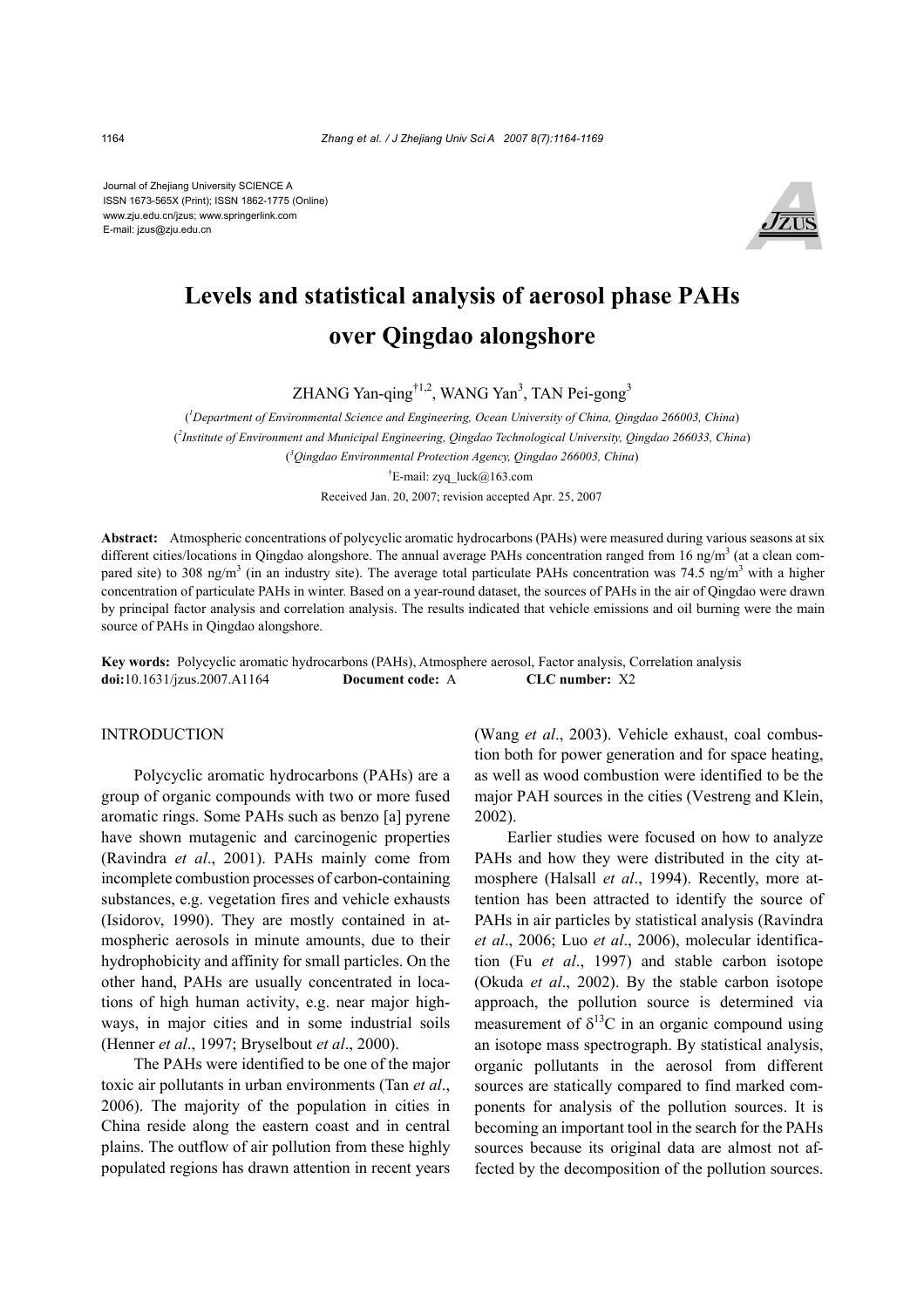Journal of Zhejiang University SCIENCE A
ISSN 1673-565X (Print); ISSN 1862-1775 (Online)
www.zju.edu.cn/jzus; www.springerlink.com
E-mail: jzus@zju.edu.cn

# Levels and statistical analysis of aerosol phase PAHs over Qingdao alongshore

ZHANG Yan-qing[†1,2], WANG Yan[3], TAN Pei-gong[3]

([1]Department of Environmental Science and Engineering, Ocean University of China, Qingdao 266003, China)

([2]Institute of Environment and Municipal Engineering, Qingdao Technological University, Qingdao 266033, China)

([3]Qingdao Environmental Protection Agency, Qingdao 266003, China)

[†]E-mail: zyq_luck@163.com

Received Jan. 20, 2007; revision accepted Apr. 25, 2007

**Abstract:** Atmospheric concentrations of polycyclic aromatic hydrocarbons (PAHs) were measured during various seasons at six different cities/locations in Qingdao alongshore. The annual average PAHs concentration ranged from 16 ng/$m^3$ (at a clean compared site) to 308 ng/$m^3$ (in an industry site). The average total particulate PAHs concentration was 74.5 ng/$m^3$ with a higher concentration of particulate PAHs in winter. Based on a year-round dataset, the sources of PAHs in the air of Qingdao were drawn by principal factor analysis and correlation analysis. The results indicated that vehicle emissions and oil burning were the main source of PAHs in Qingdao alongshore.

**Key words:** Polycyclic aromatic hydrocarbons (PAHs), Atmosphere aerosol, Factor analysis, Correlation analysis
**doi:**10.1631/jzus.2007.A1164 **Document code:** A **CLC number:** X2

## INTRODUCTION

Polycyclic aromatic hydrocarbons (PAHs) are a group of organic compounds with two or more fused aromatic rings. Some PAHs such as benzo [a] pyrene have shown mutagenic and carcinogenic properties (Ravindra *et al*., 2001). PAHs mainly come from incomplete combustion processes of carbon-containing substances, e.g. vegetation fires and vehicle exhausts (Isidorov, 1990). They are mostly contained in atmospheric aerosols in minute amounts, due to their hydrophobicity and affinity for small particles. On the other hand, PAHs are usually concentrated in locations of high human activity, e.g. near major highways, in major cities and in some industrial soils (Henner *et al*., 1997; Bryselbout *et al*., 2000).

The PAHs were identified to be one of the major toxic air pollutants in urban environments (Tan *et al*., 2006). The majority of the population in cities in China reside along the eastern coast and in central plains. The outflow of air pollution from these highly populated regions has drawn attention in recent years (Wang *et al*., 2003). Vehicle exhaust, coal combustion both for power generation and for space heating, as well as wood combustion were identified to be the major PAH sources in the cities (Vestreng and Klein, 2002).

Earlier studies were focused on how to analyze PAHs and how they were distributed in the city atmosphere (Halsall *et al*., 1994). Recently, more attention has been attracted to identify the source of PAHs in air particles by statistical analysis (Ravindra *et al*., 2006; Luo *et al*., 2006), molecular identification (Fu *et al*., 1997) and stable carbon isotope (Okuda *et al*., 2002). By the stable carbon isotope approach, the pollution source is determined via measurement of $\delta^{13}C$ in an organic compound using an isotope mass spectrograph. By statistical analysis, organic pollutants in the aerosol from different sources are statically compared to find marked components for analysis of the pollution sources. It is becoming an important tool in the search for the PAHs sources because its original data are almost not affected by the decomposition of the pollution sources.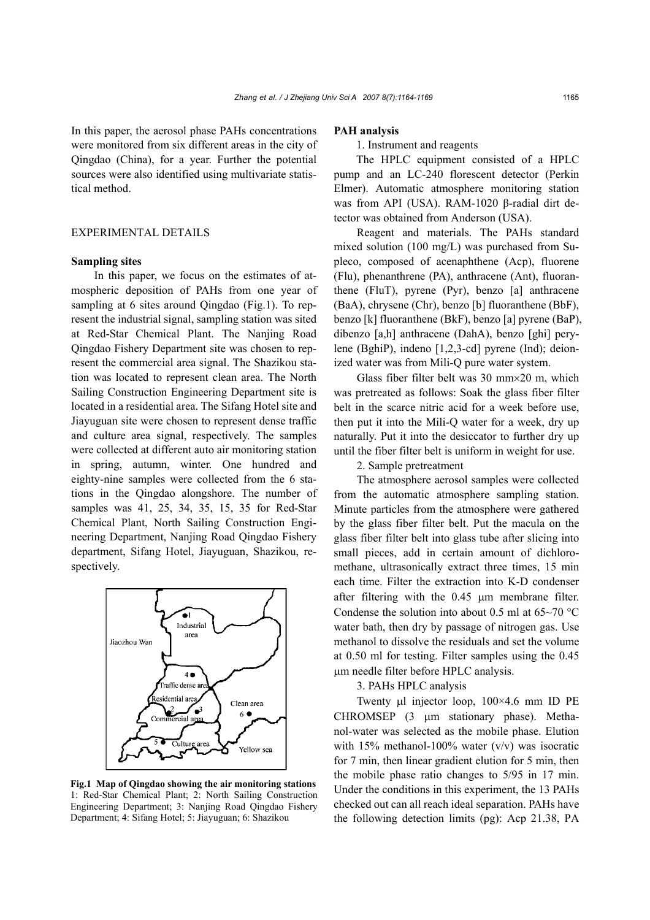In this paper, the aerosol phase PAHs concentrations were monitored from six different areas in the city of Qingdao (China), for a year. Further the potential sources were also identified using multivariate statistical method.

## EXPERIMENTAL DETAILS

### Sampling sites

In this paper, we focus on the estimates of atmospheric deposition of PAHs from one year of sampling at 6 sites around Qingdao (Fig.1). To represent the industrial signal, sampling station was sited at Red-Star Chemical Plant. The Nanjing Road Qingdao Fishery Department site was chosen to represent the commercial area signal. The Shazikou station was located to represent clean area. The North Sailing Construction Engineering Department site is located in a residential area. The Sifang Hotel site and Jiayuguan site were chosen to represent dense traffic and culture area signal, respectively. The samples were collected at different auto air monitoring station in spring, autumn, winter. One hundred and eighty-nine samples were collected from the 6 stations in the Qingdao alongshore. The number of samples was 41, 25, 34, 35, 15, 35 for Red-Star Chemical Plant, North Sailing Construction Engineering Department, Nanjing Road Qingdao Fishery department, Sifang Hotel, Jiayuguan, Shazikou, respectively.

Industrial area

Jiaozhou Wan

Traffic dense area

Residential area

Commercial area

Clean area

Culture area

Yellow sea

1 2 3 4 5 6

**Fig.1 Map of Qingdao showing the air monitoring stations**
1: Red-Star Chemical Plant; 2: North Sailing Construction Engineering Department; 3: Nanjing Road Qingdao Fishery Department; 4: Sifang Hotel; 5: Jiayuguan; 6: Shazikou

### PAH analysis

1. Instrument and reagents

The HPLC equipment consisted of a HPLC pump and an LC-240 florescent detector (Perkin Elmer). Automatic atmosphere monitoring station was from API (USA). RAM-1020 β-radial dirt detector was obtained from Anderson (USA).

Reagent and materials. The PAHs standard mixed solution (100 mg/L) was purchased from Supleco, composed of acenaphthene (Acp), fluorene (Flu), phenanthrene (PA), anthracene (Ant), fluoranthene (FluT), pyrene (Pyr), benzo [a] anthracene (BaA), chrysene (Chr), benzo [b] fluoranthene (BbF), benzo [k] fluoranthene (BkF), benzo [a] pyrene (BaP), dibenzo [a,h] anthracene (DahA), benzo [ghi] perylene (BghiP), indeno [1,2,3-cd] pyrene (Ind); deionized water was from Mili-Q pure water system.

Glass fiber filter belt was 30 mm×20 m, which was pretreated as follows: Soak the glass fiber filter belt in the scarce nitric acid for a week before use, then put it into the Mili-Q water for a week, dry up naturally. Put it into the desiccator to further dry up until the fiber filter belt is uniform in weight for use.

2. Sample pretreatment

The atmosphere aerosol samples were collected from the automatic atmosphere sampling station. Minute particles from the atmosphere were gathered by the glass fiber filter belt. Put the macula on the glass fiber filter belt into glass tube after slicing into small pieces, add in certain amount of dichloromethane, ultrasonically extract three times, 15 min each time. Filter the extraction into K-D condenser after filtering with the 0.45 μm membrane filter. Condense the solution into about 0.5 ml at 65~70 °C water bath, then dry by passage of nitrogen gas. Use methanol to dissolve the residuals and set the volume at 0.50 ml for testing. Filter samples using the 0.45 μm needle filter before HPLC analysis.

3. PAHs HPLC analysis

Twenty μl injector loop, 100×4.6 mm ID PE CHROMSEP (3 μm stationary phase). Methanol-water was selected as the mobile phase. Elution with 15% methanol-100% water (v/v) was isocratic for 7 min, then linear gradient elution for 5 min, then the mobile phase ratio changes to 5/95 in 17 min. Under the conditions in this experiment, the 13 PAHs checked out can all reach ideal separation. PAHs have the following detection limits (pg): Acp 21.38, PA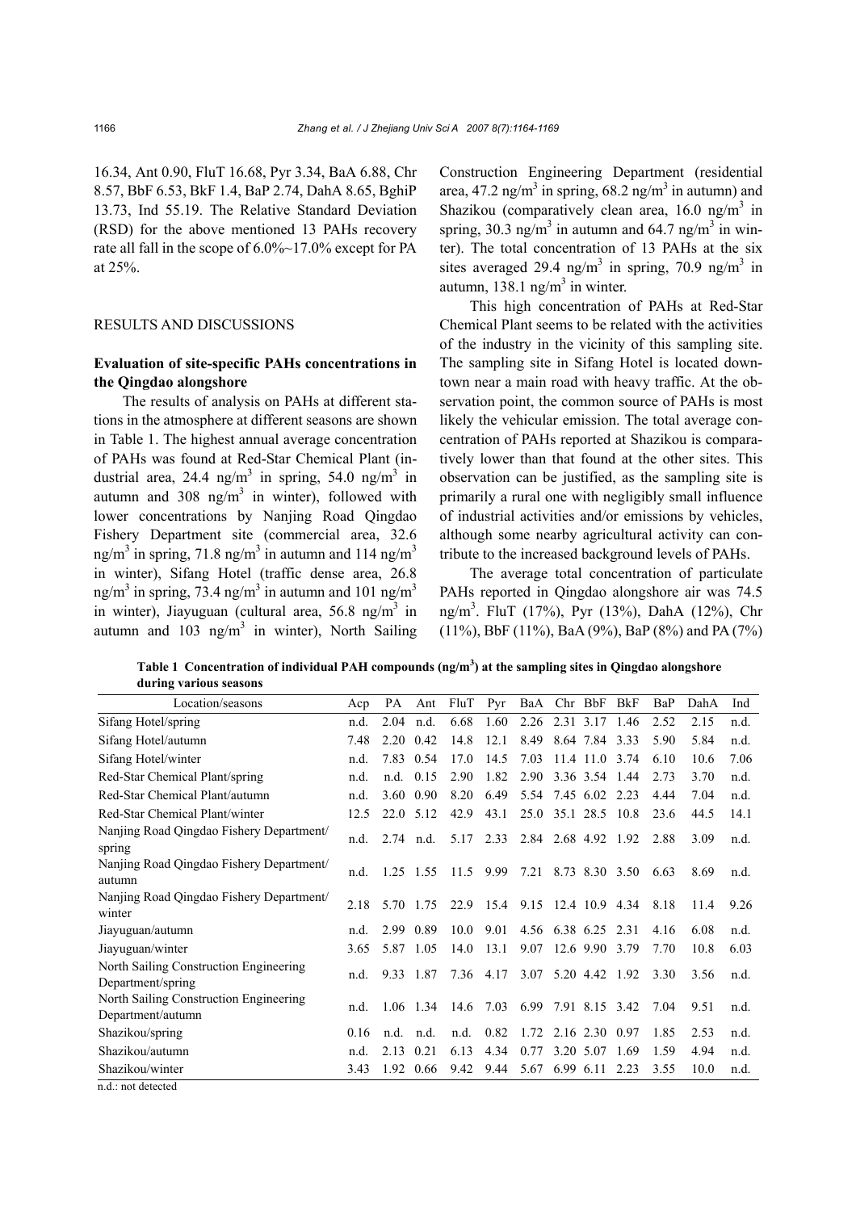16.34, Ant 0.90, FluT 16.68, Pyr 3.34, BaA 6.88, Chr 8.57, BbF 6.53, BkF 1.4, BaP 2.74, DahA 8.65, BghiP 13.73, Ind 55.19. The Relative Standard Deviation (RSD) for the above mentioned 13 PAHs recovery rate all fall in the scope of 6.0%~17.0% except for PA at 25%.

## RESULTS AND DISCUSSIONS

### Evaluation of site-specific PAHs concentrations in the Qingdao alongshore

The results of analysis on PAHs at different stations in the atmosphere at different seasons are shown in Table 1. The highest annual average concentration of PAHs was found at Red-Star Chemical Plant (industrial area, 24.4 ng/m$^3$ in spring, 54.0 ng/m$^3$ in autumn and 308 ng/m$^3$ in winter), followed with lower concentrations by Nanjing Road Qingdao Fishery Department site (commercial area, 32.6 ng/m$^3$ in spring, 71.8 ng/m$^3$ in autumn and 114 ng/m$^3$ in winter), Sifang Hotel (traffic dense area, 26.8 ng/m$^3$ in spring, 73.4 ng/m$^3$ in autumn and 101 ng/m$^3$ in winter), Jiayuguan (cultural area, 56.8 ng/m$^3$ in autumn and 103 ng/m$^3$ in winter), North Sailing Construction Engineering Department (residential area, 47.2 ng/m$^3$ in spring, 68.2 ng/m$^3$ in autumn) and Shazikou (comparatively clean area, 16.0 ng/m$^3$ in spring, 30.3 ng/m$^3$ in autumn and 64.7 ng/m$^3$ in winter). The total concentration of 13 PAHs at the six sites averaged 29.4 ng/m$^3$ in spring, 70.9 ng/m$^3$ in autumn, 138.1 ng/m$^3$ in winter.

This high concentration of PAHs at Red-Star Chemical Plant seems to be related with the activities of the industry in the vicinity of this sampling site. The sampling site in Sifang Hotel is located downtown near a main road with heavy traffic. At the observation point, the common source of PAHs is most likely the vehicular emission. The total average concentration of PAHs reported at Shazikou is comparatively lower than that found at the other sites. This observation can be justified, as the sampling site is primarily a rural one with negligibly small influence of industrial activities and/or emissions by vehicles, although some nearby agricultural activity can contribute to the increased background levels of PAHs.

The average total concentration of particulate PAHs reported in Qingdao alongshore air was 74.5 ng/m$^3$. FluT (17%), Pyr (13%), DahA (12%), Chr (11%), BbF (11%), BaA (9%), BaP (8%) and PA (7%)

**Table 1 Concentration of individual PAH compounds (ng/m$^3$) at the sampling sites in Qingdao alongshore during various seasons**

| Location/seasons | Acp | PA | Ant | FluT | Pyr | BaA | Chr | BbF | BkF | BaP | DahA | Ind |
|---|---|---|---|---|---|---|---|---|---|---|---|---|
| Sifang Hotel/spring | n.d. | 2.04 | n.d. | 6.68 | 1.60 | 2.26 | 2.31 | 3.17 | 1.46 | 2.52 | 2.15 | n.d. |
| Sifang Hotel/autumn | 7.48 | 2.20 | 0.42 | 14.8 | 12.1 | 8.49 | 8.64 | 7.84 | 3.33 | 5.90 | 5.84 | n.d. |
| Sifang Hotel/winter | n.d. | 7.83 | 0.54 | 17.0 | 14.5 | 7.03 | 11.4 | 11.0 | 3.74 | 6.10 | 10.6 | 7.06 |
| Red-Star Chemical Plant/spring | n.d. | n.d. | 0.15 | 2.90 | 1.82 | 2.90 | 3.36 | 3.54 | 1.44 | 2.73 | 3.70 | n.d. |
| Red-Star Chemical Plant/autumn | n.d. | 3.60 | 0.90 | 8.20 | 6.49 | 5.54 | 7.45 | 6.02 | 2.23 | 4.44 | 7.04 | n.d. |
| Red-Star Chemical Plant/winter | 12.5 | 22.0 | 5.12 | 42.9 | 43.1 | 25.0 | 35.1 | 28.5 | 10.8 | 23.6 | 44.5 | 14.1 |
| Nanjing Road Qingdao Fishery Department/ spring | n.d. | 2.74 | n.d. | 5.17 | 2.33 | 2.84 | 2.68 | 4.92 | 1.92 | 2.88 | 3.09 | n.d. |
| Nanjing Road Qingdao Fishery Department/ autumn | n.d. | 1.25 | 1.55 | 11.5 | 9.99 | 7.21 | 8.73 | 8.30 | 3.50 | 6.63 | 8.69 | n.d. |
| Nanjing Road Qingdao Fishery Department/ winter | 2.18 | 5.70 | 1.75 | 22.9 | 15.4 | 9.15 | 12.4 | 10.9 | 4.34 | 8.18 | 11.4 | 9.26 |
| Jiayuguan/autumn | n.d. | 2.99 | 0.89 | 10.0 | 9.01 | 4.56 | 6.38 | 6.25 | 2.31 | 4.16 | 6.08 | n.d. |
| Jiayuguan/winter | 3.65 | 5.87 | 1.05 | 14.0 | 13.1 | 9.07 | 12.6 | 9.90 | 3.79 | 7.70 | 10.8 | 6.03 |
| North Sailing Construction Engineering Department/spring | n.d. | 9.33 | 1.87 | 7.36 | 4.17 | 3.07 | 5.20 | 4.42 | 1.92 | 3.30 | 3.56 | n.d. |
| North Sailing Construction Engineering Department/autumn | n.d. | 1.06 | 1.34 | 14.6 | 7.03 | 6.99 | 7.91 | 8.15 | 3.42 | 7.04 | 9.51 | n.d. |
| Shazikou/spring | 0.16 | n.d. | n.d. | n.d. | 0.82 | 1.72 | 2.16 | 2.30 | 0.97 | 1.85 | 2.53 | n.d. |
| Shazikou/autumn | n.d. | 2.13 | 0.21 | 6.13 | 4.34 | 0.77 | 3.20 | 5.07 | 1.69 | 1.59 | 4.94 | n.d. |
| Shazikou/winter | 3.43 | 1.92 | 0.66 | 9.42 | 9.44 | 5.67 | 6.99 | 6.11 | 2.23 | 3.55 | 10.0 | n.d. |

n.d.: not detected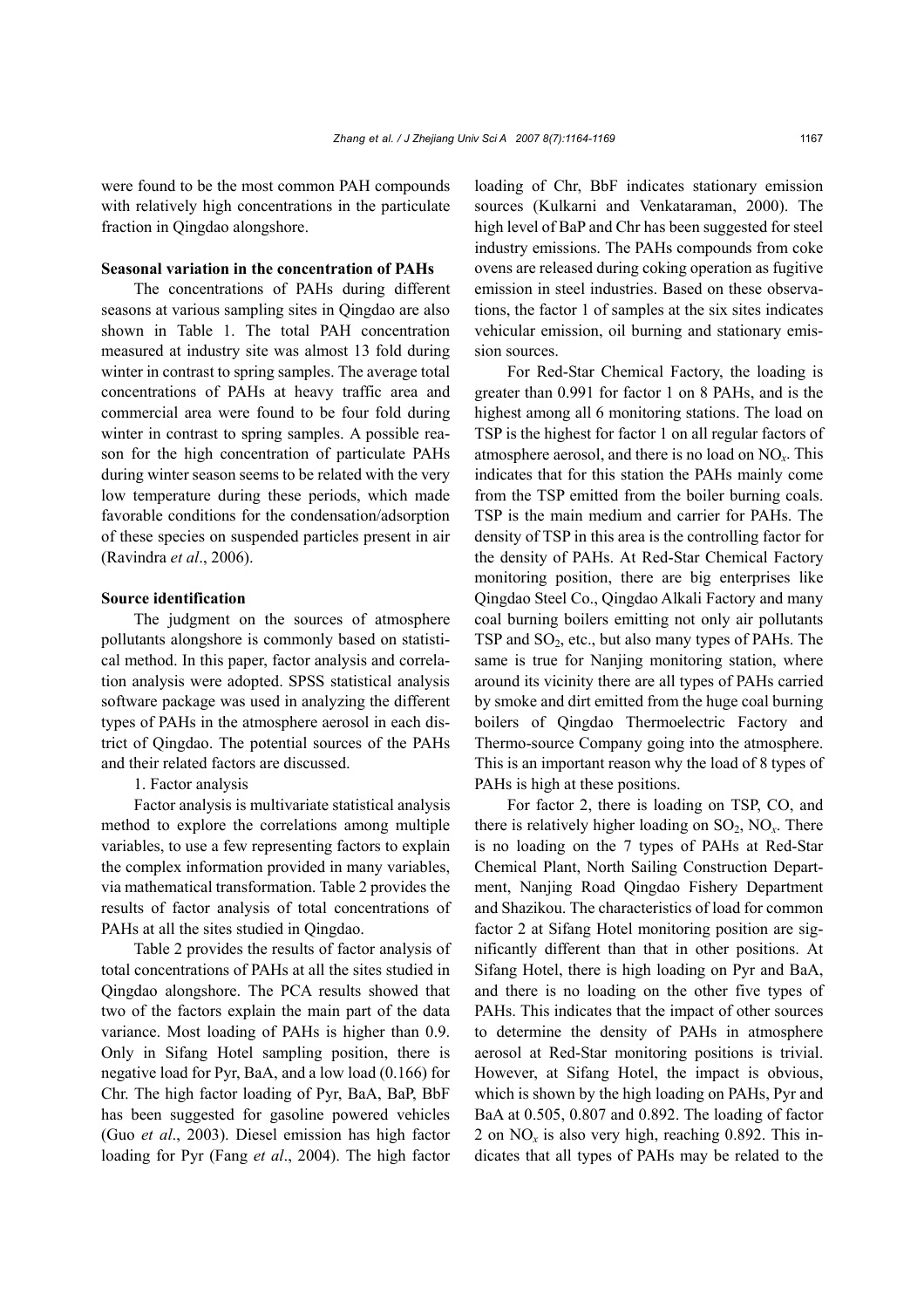were found to be the most common PAH compounds with relatively high concentrations in the particulate fraction in Qingdao alongshore.

**Seasonal variation in the concentration of PAHs**

The concentrations of PAHs during different seasons at various sampling sites in Qingdao are also shown in Table 1. The total PAH concentration measured at industry site was almost 13 fold during winter in contrast to spring samples. The average total concentrations of PAHs at heavy traffic area and commercial area were found to be four fold during winter in contrast to spring samples. A possible reason for the high concentration of particulate PAHs during winter season seems to be related with the very low temperature during these periods, which made favorable conditions for the condensation/adsorption of these species on suspended particles present in air (Ravindra *et al*., 2006).

**Source identification**

The judgment on the sources of atmosphere pollutants alongshore is commonly based on statistical method. In this paper, factor analysis and correlation analysis were adopted. SPSS statistical analysis software package was used in analyzing the different types of PAHs in the atmosphere aerosol in each district of Qingdao. The potential sources of the PAHs and their related factors are discussed.

1. Factor analysis

Factor analysis is multivariate statistical analysis method to explore the correlations among multiple variables, to use a few representing factors to explain the complex information provided in many variables, via mathematical transformation. Table 2 provides the results of factor analysis of total concentrations of PAHs at all the sites studied in Qingdao.

Table 2 provides the results of factor analysis of total concentrations of PAHs at all the sites studied in Qingdao alongshore. The PCA results showed that two of the factors explain the main part of the data variance. Most loading of PAHs is higher than 0.9. Only in Sifang Hotel sampling position, there is negative load for Pyr, BaA, and a low load (0.166) for Chr. The high factor loading of Pyr, BaA, BaP, BbF has been suggested for gasoline powered vehicles (Guo *et al*., 2003). Diesel emission has high factor loading for Pyr (Fang *et al*., 2004). The high factor loading of Chr, BbF indicates stationary emission sources (Kulkarni and Venkataraman, 2000). The high level of BaP and Chr has been suggested for steel industry emissions. The PAHs compounds from coke ovens are released during coking operation as fugitive emission in steel industries. Based on these observations, the factor 1 of samples at the six sites indicates vehicular emission, oil burning and stationary emission sources.

For Red-Star Chemical Factory, the loading is greater than 0.991 for factor 1 on 8 PAHs, and is the highest among all 6 monitoring stations. The load on TSP is the highest for factor 1 on all regular factors of atmosphere aerosol, and there is no load on $NO_x$. This indicates that for this station the PAHs mainly come from the TSP emitted from the boiler burning coals. TSP is the main medium and carrier for PAHs. The density of TSP in this area is the controlling factor for the density of PAHs. At Red-Star Chemical Factory monitoring position, there are big enterprises like Qingdao Steel Co., Qingdao Alkali Factory and many coal burning boilers emitting not only air pollutants TSP and $SO_2$, etc., but also many types of PAHs. The same is true for Nanjing monitoring station, where around its vicinity there are all types of PAHs carried by smoke and dirt emitted from the huge coal burning boilers of Qingdao Thermoelectric Factory and Thermo-source Company going into the atmosphere. This is an important reason why the load of 8 types of PAHs is high at these positions.

For factor 2, there is loading on TSP, CO, and there is relatively higher loading on $SO_2$, $NO_x$. There is no loading on the 7 types of PAHs at Red-Star Chemical Plant, North Sailing Construction Department, Nanjing Road Qingdao Fishery Department and Shazikou. The characteristics of load for common factor 2 at Sifang Hotel monitoring position are significantly different than that in other positions. At Sifang Hotel, there is high loading on Pyr and BaA, and there is no loading on the other five types of PAHs. This indicates that the impact of other sources to determine the density of PAHs in atmosphere aerosol at Red-Star monitoring positions is trivial. However, at Sifang Hotel, the impact is obvious, which is shown by the high loading on PAHs, Pyr and BaA at 0.505, 0.807 and 0.892. The loading of factor 2 on $NO_x$ is also very high, reaching 0.892. This indicates that all types of PAHs may be related to the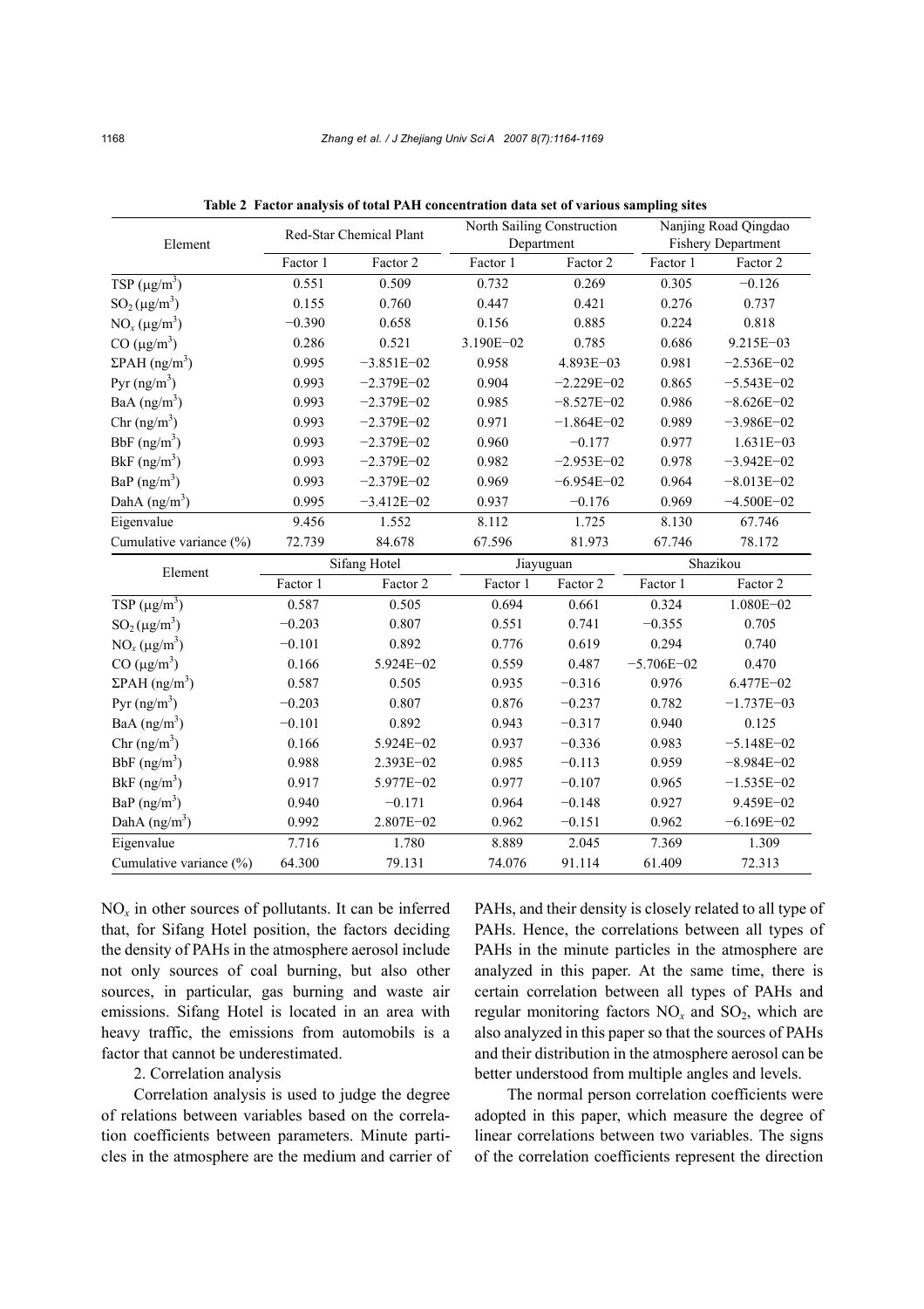**Table 2 Factor analysis of total PAH concentration data set of various sampling sites**

| Element | Red-Star Chemical Plant | | North Sailing Construction Department | | Nanjing Road Qingdao Fishery Department | |
|---|---|---|---|---|---|---|
| | Factor 1 | Factor 2 | Factor 1 | Factor 2 | Factor 1 | Factor 2 |
| TSP ($\mu g/m^3$) | 0.551 | 0.509 | 0.732 | 0.269 | 0.305 | −0.126 |
| $SO_2$ ($\mu g/m^3$) | 0.155 | 0.760 | 0.447 | 0.421 | 0.276 | 0.737 |
| $NO_x$ ($\mu g/m^3$) | −0.390 | 0.658 | 0.156 | 0.885 | 0.224 | 0.818 |
| CO ($\mu g/m^3$) | 0.286 | 0.521 | 3.190E−02 | 0.785 | 0.686 | 9.215E−03 |
| ΣPAH ($ng/m^3$) | 0.995 | −3.851E−02 | 0.958 | 4.893E−03 | 0.981 | −2.536E−02 |
| Pyr ($ng/m^3$) | 0.993 | −2.379E−02 | 0.904 | −2.229E−02 | 0.865 | −5.543E−02 |
| BaA ($ng/m^3$) | 0.993 | −2.379E−02 | 0.985 | −8.527E−02 | 0.986 | −8.626E−02 |
| Chr ($ng/m^3$) | 0.993 | −2.379E−02 | 0.971 | −1.864E−02 | 0.989 | −3.986E−02 |
| BbF ($ng/m^3$) | 0.993 | −2.379E−02 | 0.960 | −0.177 | 0.977 | 1.631E−03 |
| BkF ($ng/m^3$) | 0.993 | −2.379E−02 | 0.982 | −2.953E−02 | 0.978 | −3.942E−02 |
| BaP ($ng/m^3$) | 0.993 | −2.379E−02 | 0.969 | −6.954E−02 | 0.964 | −8.013E−02 |
| DahA ($ng/m^3$) | 0.995 | −3.412E−02 | 0.937 | −0.176 | 0.969 | −4.500E−02 |
| Eigenvalue | 9.456 | 1.552 | 8.112 | 1.725 | 8.130 | 67.746 |
| Cumulative variance (%) | 72.739 | 84.678 | 67.596 | 81.973 | 67.746 | 78.172 |
| **Element** | **Sifang Hotel** | | **Jiayuguan** | | **Shazikou** | |
| | Factor 1 | Factor 2 | Factor 1 | Factor 2 | Factor 1 | Factor 2 |
| TSP ($\mu g/m^3$) | 0.587 | 0.505 | 0.694 | 0.661 | 0.324 | 1.080E−02 |
| $SO_2$ ($\mu g/m^3$) | −0.203 | 0.807 | 0.551 | 0.741 | −0.355 | 0.705 |
| $NO_x$ ($\mu g/m^3$) | −0.101 | 0.892 | 0.776 | 0.619 | 0.294 | 0.740 |
| CO ($\mu g/m^3$) | 0.166 | 5.924E−02 | 0.559 | 0.487 | −5.706E−02 | 0.470 |
| ΣPAH ($ng/m^3$) | 0.587 | 0.505 | 0.935 | −0.316 | 0.976 | 6.477E−02 |
| Pyr ($ng/m^3$) | −0.203 | 0.807 | 0.876 | −0.237 | 0.782 | −1.737E−03 |
| BaA ($ng/m^3$) | −0.101 | 0.892 | 0.943 | −0.317 | 0.940 | 0.125 |
| Chr ($ng/m^3$) | 0.166 | 5.924E−02 | 0.937 | −0.336 | 0.983 | −5.148E−02 |
| BbF ($ng/m^3$) | 0.988 | 2.393E−02 | 0.985 | −0.113 | 0.959 | −8.984E−02 |
| BkF ($ng/m^3$) | 0.917 | 5.977E−02 | 0.977 | −0.107 | 0.965 | −1.535E−02 |
| BaP ($ng/m^3$) | 0.940 | −0.171 | 0.964 | −0.148 | 0.927 | 9.459E−02 |
| DahA ($ng/m^3$) | 0.992 | 2.807E−02 | 0.962 | −0.151 | 0.962 | −6.169E−02 |
| Eigenvalue | 7.716 | 1.780 | 8.889 | 2.045 | 7.369 | 1.309 |
| Cumulative variance (%) | 64.300 | 79.131 | 74.076 | 91.114 | 61.409 | 72.313 |

$NO_x$ in other sources of pollutants. It can be inferred that, for Sifang Hotel position, the factors deciding the density of PAHs in the atmosphere aerosol include not only sources of coal burning, but also other sources, in particular, gas burning and waste air emissions. Sifang Hotel is located in an area with heavy traffic, the emissions from automobils is a factor that cannot be underestimated.

2. Correlation analysis

Correlation analysis is used to judge the degree of relations between variables based on the correlation coefficients between parameters. Minute particles in the atmosphere are the medium and carrier of PAHs, and their density is closely related to all type of PAHs. Hence, the correlations between all types of PAHs in the minute particles in the atmosphere are analyzed in this paper. At the same time, there is certain correlation between all types of PAHs and regular monitoring factors $NO_x$ and $SO_2$, which are also analyzed in this paper so that the sources of PAHs and their distribution in the atmosphere aerosol can be better understood from multiple angles and levels.

The normal person correlation coefficients were adopted in this paper, which measure the degree of linear correlations between two variables. The signs of the correlation coefficients represent the direction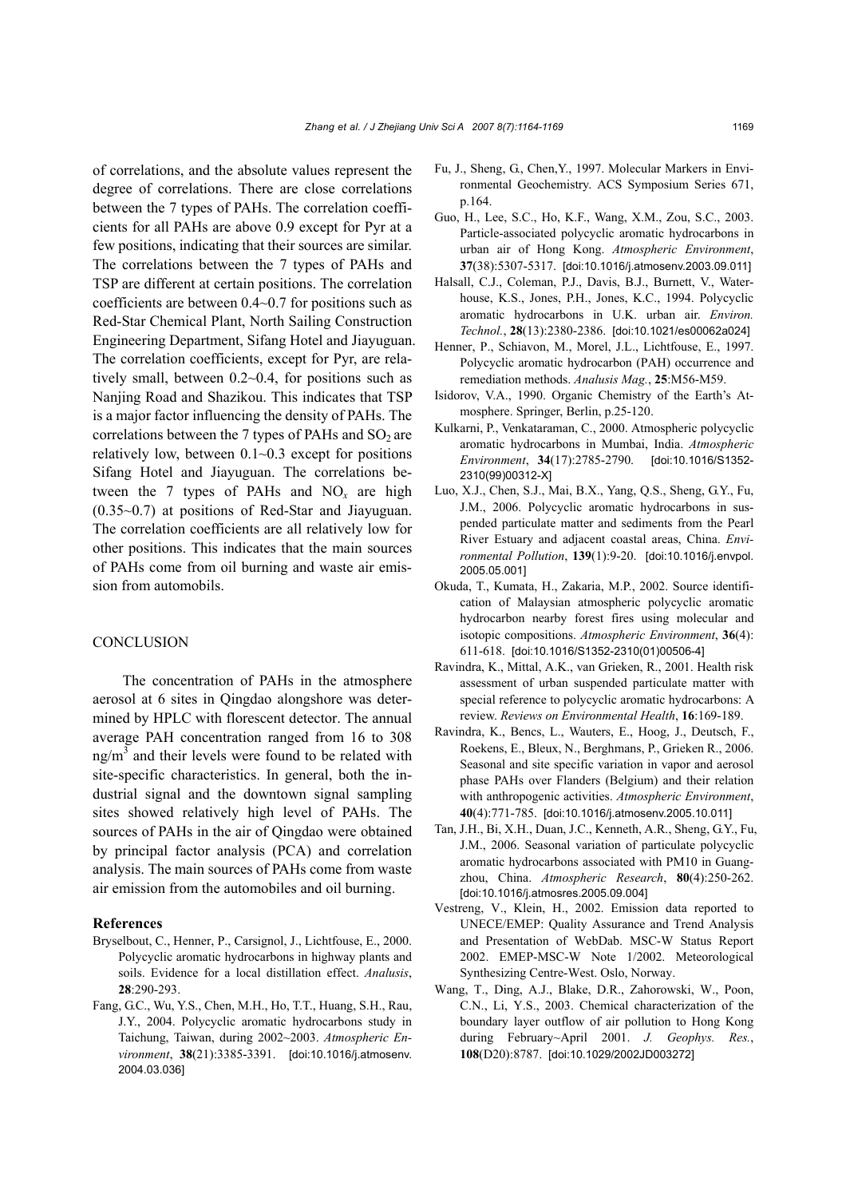of correlations, and the absolute values represent the degree of correlations. There are close correlations between the 7 types of PAHs. The correlation coefficients for all PAHs are above 0.9 except for Pyr at a few positions, indicating that their sources are similar. The correlations between the 7 types of PAHs and TSP are different at certain positions. The correlation coefficients are between 0.4~0.7 for positions such as Red-Star Chemical Plant, North Sailing Construction Engineering Department, Sifang Hotel and Jiayuguan. The correlation coefficients, except for Pyr, are relatively small, between 0.2~0.4, for positions such as Nanjing Road and Shazikou. This indicates that TSP is a major factor influencing the density of PAHs. The correlations between the 7 types of PAHs and $SO_2$ are relatively low, between 0.1~0.3 except for positions Sifang Hotel and Jiayuguan. The correlations between the 7 types of PAHs and $NO_x$ are high (0.35~0.7) at positions of Red-Star and Jiayuguan. The correlation coefficients are all relatively low for other positions. This indicates that the main sources of PAHs come from oil burning and waste air emission from automobils.

## CONCLUSION

The concentration of PAHs in the atmosphere aerosol at 6 sites in Qingdao alongshore was determined by HPLC with florescent detector. The annual average PAH concentration ranged from 16 to 308 $ng/m^3$ and their levels were found to be related with site-specific characteristics. In general, both the industrial signal and the downtown signal sampling sites showed relatively high level of PAHs. The sources of PAHs in the air of Qingdao were obtained by principal factor analysis (PCA) and correlation analysis. The main sources of PAHs come from waste air emission from the automobiles and oil burning.

## References

Bryselbout, C., Henner, P., Carsignol, J., Lichtfouse, E., 2000. Polycyclic aromatic hydrocarbons in highway plants and soils. Evidence for a local distillation effect. *Analusis*, **28**:290-293.

Fang, G.C., Wu, Y.S., Chen, M.H., Ho, T.T., Huang, S.H., Rau, J.Y., 2004. Polycyclic aromatic hydrocarbons study in Taichung, Taiwan, during 2002~2003. *Atmospheric Environment*, **38**(21):3385-3391. [doi:10.1016/j.atmosenv.2004.03.036]

Fu, J., Sheng, G., Chen,Y., 1997. Molecular Markers in Environmental Geochemistry. ACS Symposium Series 671, p.164.

Guo, H., Lee, S.C., Ho, K.F., Wang, X.M., Zou, S.C., 2003. Particle-associated polycyclic aromatic hydrocarbons in urban air of Hong Kong. *Atmospheric Environment*, **37**(38):5307-5317. [doi:10.1016/j.atmosenv.2003.09.011]

Halsall, C.J., Coleman, P.J., Davis, B.J., Burnett, V., Waterhouse, K.S., Jones, P.H., Jones, K.C., 1994. Polycyclic aromatic hydrocarbons in U.K. urban air. *Environ. Technol.*, **28**(13):2380-2386. [doi:10.1021/es00062a024]

Henner, P., Schiavon, M., Morel, J.L., Lichtfouse, E., 1997. Polycyclic aromatic hydrocarbon (PAH) occurrence and remediation methods. *Analusis Mag.*, **25**:M56-M59.

Isidorov, V.A., 1990. Organic Chemistry of the Earth's Atmosphere. Springer, Berlin, p.25-120.

Kulkarni, P., Venkataraman, C., 2000. Atmospheric polycyclic aromatic hydrocarbons in Mumbai, India. *Atmospheric Environment*, **34**(17):2785-2790. [doi:10.1016/S1352-2310(99)00312-X]

Luo, X.J., Chen, S.J., Mai, B.X., Yang, Q.S., Sheng, G.Y., Fu, J.M., 2006. Polycyclic aromatic hydrocarbons in suspended particulate matter and sediments from the Pearl River Estuary and adjacent coastal areas, China. *Environmental Pollution*, **139**(1):9-20. [doi:10.1016/j.envpol.2005.05.001]

Okuda, T., Kumata, H., Zakaria, M.P., 2002. Source identification of Malaysian atmospheric polycyclic aromatic hydrocarbon nearby forest fires using molecular and isotopic compositions. *Atmospheric Environment*, **36**(4):611-618. [doi:10.1016/S1352-2310(01)00506-4]

Ravindra, K., Mittal, A.K., van Grieken, R., 2001. Health risk assessment of urban suspended particulate matter with special reference to polycyclic aromatic hydrocarbons: A review. *Reviews on Environmental Health*, **16**:169-189.

Ravindra, K., Bencs, L., Wauters, E., Hoog, J., Deutsch, F., Roekens, E., Bleux, N., Berghmans, P., Grieken R., 2006. Seasonal and site specific variation in vapor and aerosol phase PAHs over Flanders (Belgium) and their relation with anthropogenic activities. *Atmospheric Environment*, **40**(4):771-785. [doi:10.1016/j.atmosenv.2005.10.011]

Tan, J.H., Bi, X.H., Duan, J.C., Kenneth, A.R., Sheng, G.Y., Fu, J.M., 2006. Seasonal variation of particulate polycyclic aromatic hydrocarbons associated with PM10 in Guangzhou, China. *Atmospheric Research*, **80**(4):250-262. [doi:10.1016/j.atmosres.2005.09.004]

Vestreng, V., Klein, H., 2002. Emission data reported to UNECE/EMEP: Quality Assurance and Trend Analysis and Presentation of WebDab. MSC-W Status Report 2002. EMEP-MSC-W Note 1/2002. Meteorological Synthesizing Centre-West. Oslo, Norway.

Wang, T., Ding, A.J., Blake, D.R., Zahorowski, W., Poon, C.N., Li, Y.S., 2003. Chemical characterization of the boundary layer outflow of air pollution to Hong Kong during February~April 2001. *J. Geophys. Res.*, **108**(D20):8787. [doi:10.1029/2002JD003272]